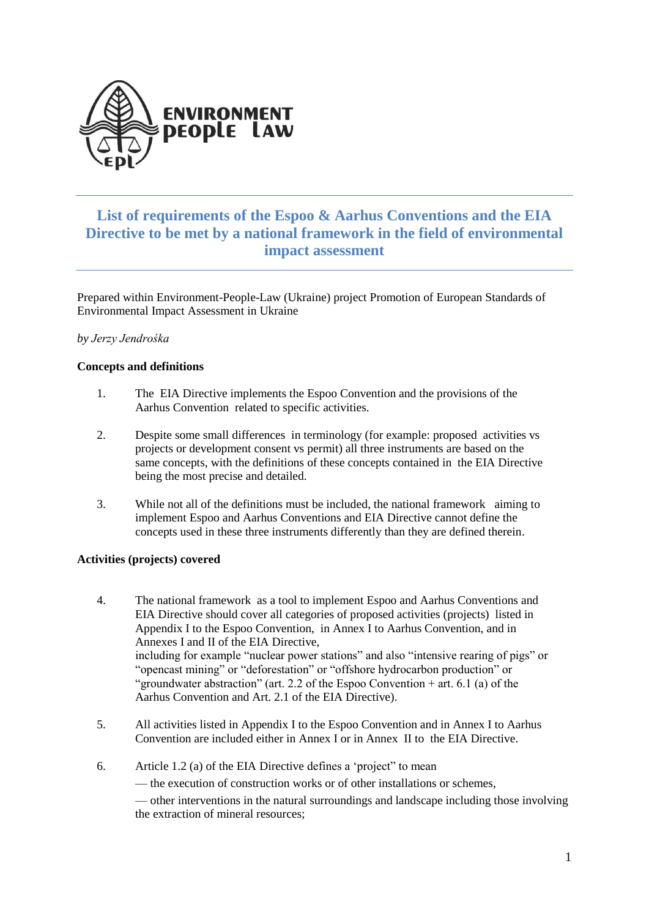ENVIRONMENT PEOPLE LAW

# List of requirements of the Espoo & Aarhus Conventions and the EIA Directive to be met by a national framework in the field of environmental impact assessment

Prepared within Environment-People-Law (Ukraine) project Promotion of European Standards of Environmental Impact Assessment in Ukraine

*by Jerzy Jendrośka*

**Concepts and definitions**

1. The EIA Directive implements the Espoo Convention and the provisions of the Aarhus Convention related to specific activities.

2. Despite some small differences in terminology (for example: proposed activities vs projects or development consent vs permit) all three instruments are based on the same concepts, with the definitions of these concepts contained in the EIA Directive being the most precise and detailed.

3. While not all of the definitions must be included, the national framework aiming to implement Espoo and Aarhus Conventions and EIA Directive cannot define the concepts used in these three instruments differently than they are defined therein.

**Activities (projects) covered**

4. The national framework as a tool to implement Espoo and Aarhus Conventions and EIA Directive should cover all categories of proposed activities (projects) listed in Appendix I to the Espoo Convention, in Annex I to Aarhus Convention, and in Annexes I and II of the EIA Directive,
including for example "nuclear power stations" and also "intensive rearing of pigs" or "opencast mining" or "deforestation" or "offshore hydrocarbon production" or "groundwater abstraction" (art. 2.2 of the Espoo Convention + art. 6.1 (a) of the Aarhus Convention and Art. 2.1 of the EIA Directive).

5. All activities listed in Appendix I to the Espoo Convention and in Annex I to Aarhus Convention are included either in Annex I or in Annex II to the EIA Directive.

6. Article 1.2 (a) of the EIA Directive defines a 'project" to mean
— the execution of construction works or of other installations or schemes,
— other interventions in the natural surroundings and landscape including those involving the extraction of mineral resources;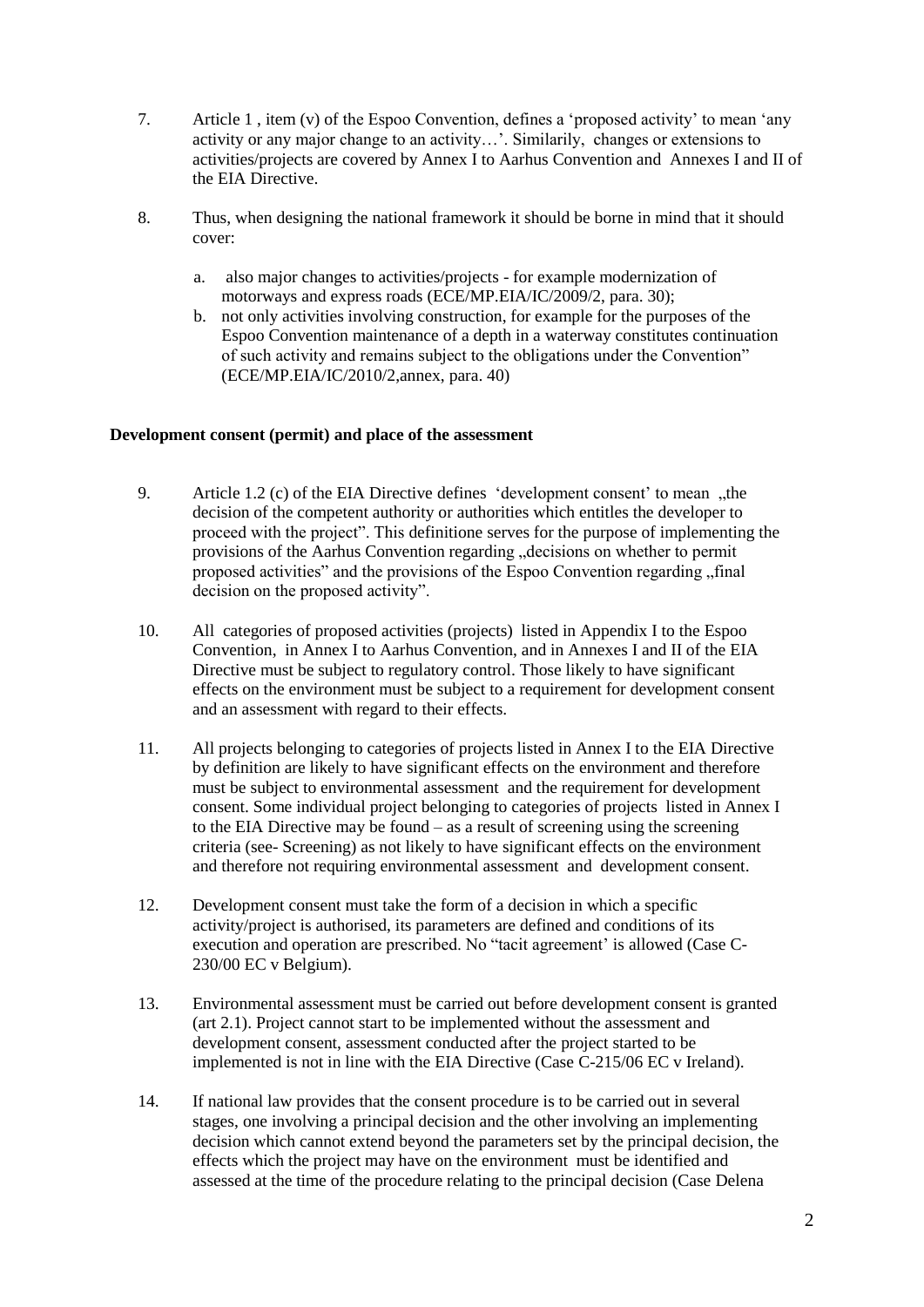7. Article 1 , item (v) of the Espoo Convention, defines a 'proposed activity' to mean 'any activity or any major change to an activity…'. Similarily, changes or extensions to activities/projects are covered by Annex I to Aarhus Convention and Annexes I and II of the EIA Directive.

8. Thus, when designing the national framework it should be borne in mind that it should cover:

   a. also major changes to activities/projects - for example modernization of motorways and express roads (ECE/MP.EIA/IC/2009/2, para. 30);

   b. not only activities involving construction, for example for the purposes of the Espoo Convention maintenance of a depth in a waterway constitutes continuation of such activity and remains subject to the obligations under the Convention" (ECE/MP.EIA/IC/2010/2,annex, para. 40)

**Development consent (permit) and place of the assessment**

9. Article 1.2 (c) of the EIA Directive defines 'development consent' to mean „the decision of the competent authority or authorities which entitles the developer to proceed with the project". This definitione serves for the purpose of implementing the provisions of the Aarhus Convention regarding „decisions on whether to permit proposed activities" and the provisions of the Espoo Convention regarding „final decision on the proposed activity".

10. All categories of proposed activities (projects) listed in Appendix I to the Espoo Convention, in Annex I to Aarhus Convention, and in Annexes I and II of the EIA Directive must be subject to regulatory control. Those likely to have significant effects on the environment must be subject to a requirement for development consent and an assessment with regard to their effects.

11. All projects belonging to categories of projects listed in Annex I to the EIA Directive by definition are likely to have significant effects on the environment and therefore must be subject to environmental assessment and the requirement for development consent. Some individual project belonging to categories of projects listed in Annex I to the EIA Directive may be found – as a result of screening using the screening criteria (see- Screening) as not likely to have significant effects on the environment and therefore not requiring environmental assessment and development consent.

12. Development consent must take the form of a decision in which a specific activity/project is authorised, its parameters are defined and conditions of its execution and operation are prescribed. No "tacit agreement' is allowed (Case C-230/00 EC v Belgium).

13. Environmental assessment must be carried out before development consent is granted (art 2.1). Project cannot start to be implemented without the assessment and development consent, assessment conducted after the project started to be implemented is not in line with the EIA Directive (Case C-215/06 EC v Ireland).

14. If national law provides that the consent procedure is to be carried out in several stages, one involving a principal decision and the other involving an implementing decision which cannot extend beyond the parameters set by the principal decision, the effects which the project may have on the environment must be identified and assessed at the time of the procedure relating to the principal decision (Case Delena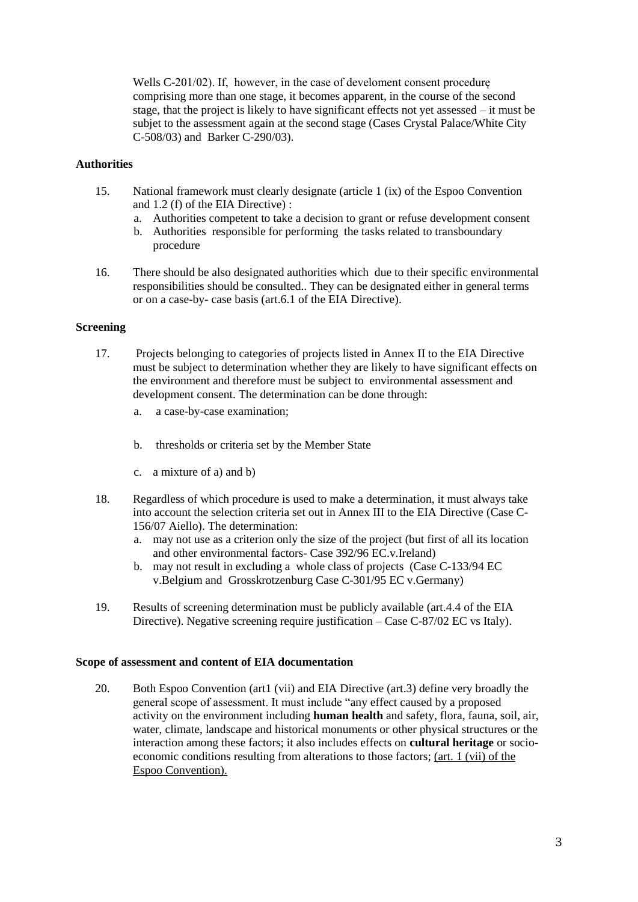Wells C-201/02). If, however, in the case of develoment consent procedurę comprising more than one stage, it becomes apparent, in the course of the second stage, that the project is likely to have significant effects not yet assessed – it must be subjet to the assessment again at the second stage (Cases Crystal Palace/White City C-508/03) and Barker C-290/03).

**Authorities**

15. National framework must clearly designate (article 1 (ix) of the Espoo Convention and 1.2 (f) of the EIA Directive) :
    a. Authorities competent to take a decision to grant or refuse development consent
    b. Authorities responsible for performing the tasks related to transboundary procedure

16. There should be also designated authorities which due to their specific environmental responsibilities should be consulted.. They can be designated either in general terms or on a case-by- case basis (art.6.1 of the EIA Directive).

**Screening**

17. Projects belonging to categories of projects listed in Annex II to the EIA Directive must be subject to determination whether they are likely to have significant effects on the environment and therefore must be subject to environmental assessment and development consent. The determination can be done through:
    a. a case-by-case examination;
    b. thresholds or criteria set by the Member State
    c. a mixture of a) and b)

18. Regardless of which procedure is used to make a determination, it must always take into account the selection criteria set out in Annex III to the EIA Directive (Case C-156/07 Aiello). The determination:
    a. may not use as a criterion only the size of the project (but first of all its location and other environmental factors- Case 392/96 EC.v.Ireland)
    b. may not result in excluding a whole class of projects (Case C-133/94 EC v.Belgium and Grosskrotzenburg Case C-301/95 EC v.Germany)

19. Results of screening determination must be publicly available (art.4.4 of the EIA Directive). Negative screening require justification – Case C-87/02 EC vs Italy).

**Scope of assessment and content of EIA documentation**

20. Both Espoo Convention (art1 (vii) and EIA Directive (art.3) define very broadly the general scope of assessment. It must include "any effect caused by a proposed activity on the environment including **human health** and safety, flora, fauna, soil, air, water, climate, landscape and historical monuments or other physical structures or the interaction among these factors; it also includes effects on **cultural heritage** or socio-economic conditions resulting from alterations to those factors; <u>(art. 1 (vii) of the Espoo Convention).</u>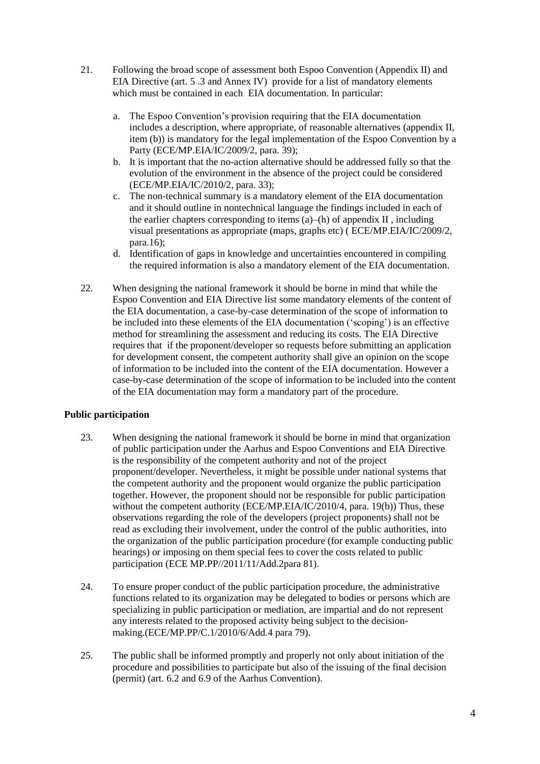21. Following the broad scope of assessment both Espoo Convention (Appendix II) and EIA Directive (art. 5 .3 and Annex IV) provide for a list of mandatory elements which must be contained in each EIA documentation. In particular:

    a. The Espoo Convention's provision requiring that the EIA documentation includes a description, where appropriate, of reasonable alternatives (appendix II, item (b)) is mandatory for the legal implementation of the Espoo Convention by a Party (ECE/MP.EIA/IC/2009/2, para. 39);
    b. It is important that the no-action alternative should be addressed fully so that the evolution of the environment in the absence of the project could be considered (ECE/MP.EIA/IC/2010/2, para. 33);
    c. The non-technical summary is a mandatory element of the EIA documentation and it should outline in nontechnical language the findings included in each of the earlier chapters corresponding to items (a)–(h) of appendix II , including visual presentations as appropriate (maps, graphs etc) ( ECE/MP.EIA/IC/2009/2, para.16);
    d. Identification of gaps in knowledge and uncertainties encountered in compiling the required information is also a mandatory element of the EIA documentation.

22. When designing the national framework it should be borne in mind that while the Espoo Convention and EIA Directive list some mandatory elements of the content of the EIA documentation, a case-by-case determination of the scope of information to be included into these elements of the EIA documentation ('scoping') is an effective method for streamlining the assessment and reducing its costs. The EIA Directive requires that if the proponent/developer so requests before submitting an application for development consent, the competent authority shall give an opinion on the scope of information to be included into the content of the EIA documentation. However a case-by-case determination of the scope of information to be included into the content of the EIA documentation may form a mandatory part of the procedure.

**Public participation**

23. When designing the national framework it should be borne in mind that organization of public participation under the Aarhus and Espoo Conventions and EIA Directive is the responsibility of the competent authority and not of the project proponent/developer. Nevertheless, it might be possible under national systems that the competent authority and the proponent would organize the public participation together. However, the proponent should not be responsible for public participation without the competent authority (ECE/MP.EIA/IC/2010/4, para. 19(b)) Thus, these observations regarding the role of the developers (project proponents) shall not be read as excluding their involvement, under the control of the public authorities, into the organization of the public participation procedure (for example conducting public hearings) or imposing on them special fees to cover the costs related to public participation (ECE MP.PP//2011/11/Add.2para 81).

24. To ensure proper conduct of the public participation procedure, the administrative functions related to its organization may be delegated to bodies or persons which are specializing in public participation or mediation, are impartial and do not represent any interests related to the proposed activity being subject to the decision-making.(ECE/MP.PP/C.1/2010/6/Add.4 para 79).

25. The public shall be informed promptly and properly not only about initiation of the procedure and possibilities to participate but also of the issuing of the final decision (permit) (art. 6.2 and 6.9 of the Aarhus Convention).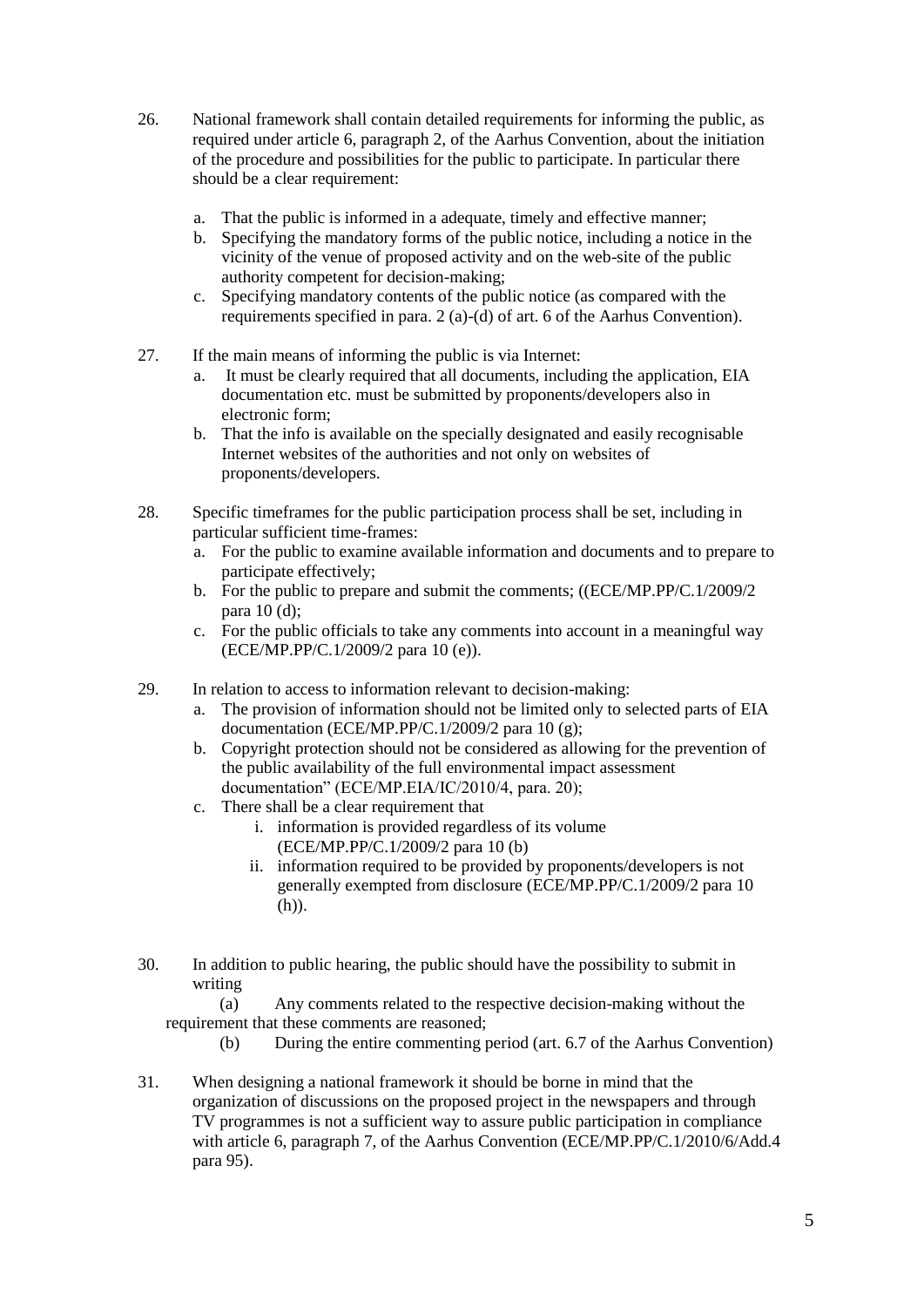26. National framework shall contain detailed requirements for informing the public, as required under article 6, paragraph 2, of the Aarhus Convention, about the initiation of the procedure and possibilities for the public to participate. In particular there should be a clear requirement:

    a. That the public is informed in a adequate, timely and effective manner;
    b. Specifying the mandatory forms of the public notice, including a notice in the vicinity of the venue of proposed activity and on the web-site of the public authority competent for decision-making;
    c. Specifying mandatory contents of the public notice (as compared with the requirements specified in para. 2 (a)-(d) of art. 6 of the Aarhus Convention).

27. If the main means of informing the public is via Internet:
    a. It must be clearly required that all documents, including the application, EIA documentation etc. must be submitted by proponents/developers also in electronic form;
    b. That the info is available on the specially designated and easily recognisable Internet websites of the authorities and not only on websites of proponents/developers.

28. Specific timeframes for the public participation process shall be set, including in particular sufficient time-frames:
    a. For the public to examine available information and documents and to prepare to participate effectively;
    b. For the public to prepare and submit the comments; ((ECE/MP.PP/C.1/2009/2 para 10 (d);
    c. For the public officials to take any comments into account in a meaningful way (ECE/MP.PP/C.1/2009/2 para 10 (e)).

29. In relation to access to information relevant to decision-making:
    a. The provision of information should not be limited only to selected parts of EIA documentation (ECE/MP.PP/C.1/2009/2 para 10 (g);
    b. Copyright protection should not be considered as allowing for the prevention of the public availability of the full environmental impact assessment documentation" (ECE/MP.EIA/IC/2010/4, para. 20);
    c. There shall be a clear requirement that
        i. information is provided regardless of its volume (ECE/MP.PP/C.1/2009/2 para 10 (b)
        ii. information required to be provided by proponents/developers is not generally exempted from disclosure (ECE/MP.PP/C.1/2009/2 para 10 (h)).

30. In addition to public hearing, the public should have the possibility to submit in writing

    (a) Any comments related to the respective decision-making without the requirement that these comments are reasoned;

    (b) During the entire commenting period (art. 6.7 of the Aarhus Convention)

31. When designing a national framework it should be borne in mind that the organization of discussions on the proposed project in the newspapers and through TV programmes is not a sufficient way to assure public participation in compliance with article 6, paragraph 7, of the Aarhus Convention (ECE/MP.PP/C.1/2010/6/Add.4 para 95).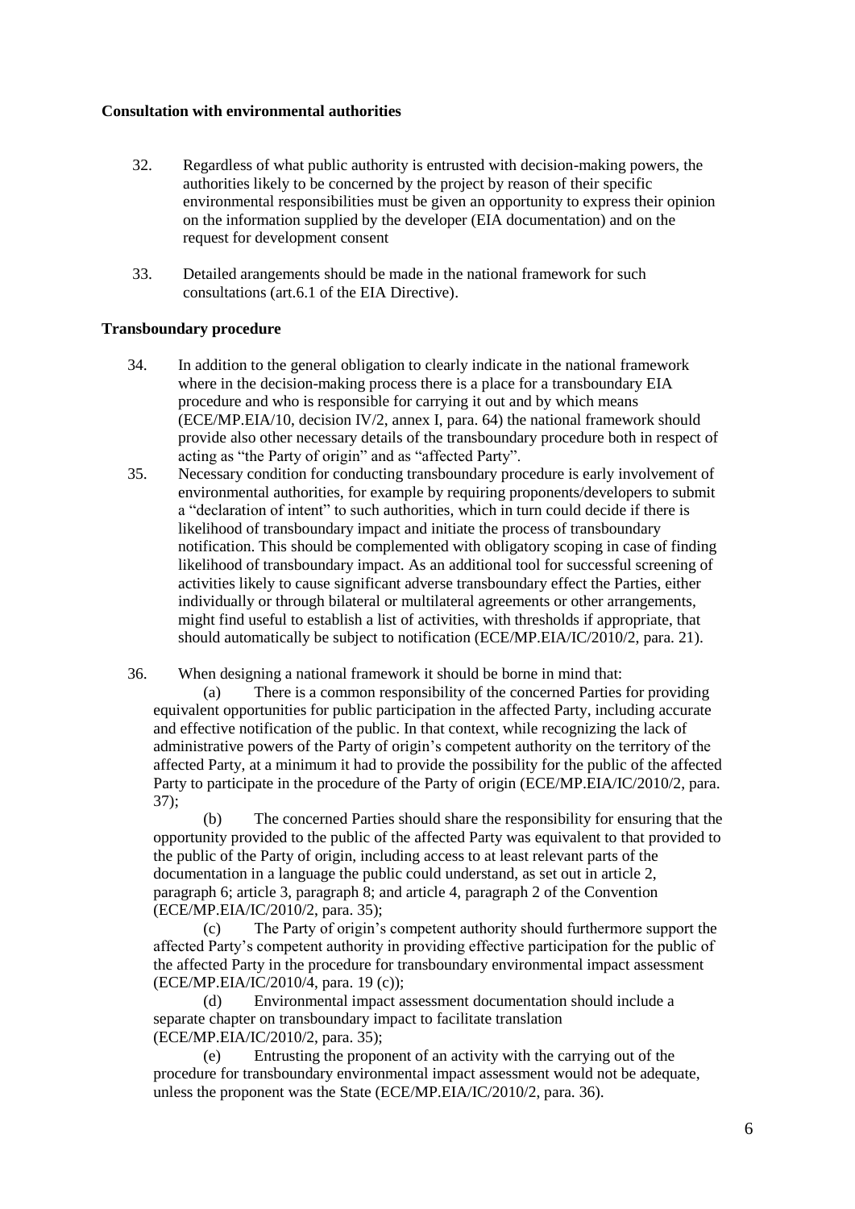**Consultation with environmental authorities**

32. Regardless of what public authority is entrusted with decision-making powers, the authorities likely to be concerned by the project by reason of their specific environmental responsibilities must be given an opportunity to express their opinion on the information supplied by the developer (EIA documentation) and on the request for development consent

33. Detailed arangements should be made in the national framework for such consultations (art.6.1 of the EIA Directive).

**Transboundary procedure**

34. In addition to the general obligation to clearly indicate in the national framework where in the decision-making process there is a place for a transboundary EIA procedure and who is responsible for carrying it out and by which means (ECE/MP.EIA/10, decision IV/2, annex I, para. 64) the national framework should provide also other necessary details of the transboundary procedure both in respect of acting as "the Party of origin" and as "affected Party".

35. Necessary condition for conducting transboundary procedure is early involvement of environmental authorities, for example by requiring proponents/developers to submit a "declaration of intent" to such authorities, which in turn could decide if there is likelihood of transboundary impact and initiate the process of transboundary notification. This should be complemented with obligatory scoping in case of finding likelihood of transboundary impact. As an additional tool for successful screening of activities likely to cause significant adverse transboundary effect the Parties, either individually or through bilateral or multilateral agreements or other arrangements, might find useful to establish a list of activities, with thresholds if appropriate, that should automatically be subject to notification (ECE/MP.EIA/IC/2010/2, para. 21).

36. When designing a national framework it should be borne in mind that:

(a) There is a common responsibility of the concerned Parties for providing equivalent opportunities for public participation in the affected Party, including accurate and effective notification of the public. In that context, while recognizing the lack of administrative powers of the Party of origin's competent authority on the territory of the affected Party, at a minimum it had to provide the possibility for the public of the affected Party to participate in the procedure of the Party of origin (ECE/MP.EIA/IC/2010/2, para. 37);

(b) The concerned Parties should share the responsibility for ensuring that the opportunity provided to the public of the affected Party was equivalent to that provided to the public of the Party of origin, including access to at least relevant parts of the documentation in a language the public could understand, as set out in article 2, paragraph 6; article 3, paragraph 8; and article 4, paragraph 2 of the Convention (ECE/MP.EIA/IC/2010/2, para. 35);

(c) The Party of origin's competent authority should furthermore support the affected Party's competent authority in providing effective participation for the public of the affected Party in the procedure for transboundary environmental impact assessment (ECE/MP.EIA/IC/2010/4, para. 19 (c));

(d) Environmental impact assessment documentation should include a separate chapter on transboundary impact to facilitate translation (ECE/MP.EIA/IC/2010/2, para. 35);

(e) Entrusting the proponent of an activity with the carrying out of the procedure for transboundary environmental impact assessment would not be adequate, unless the proponent was the State (ECE/MP.EIA/IC/2010/2, para. 36).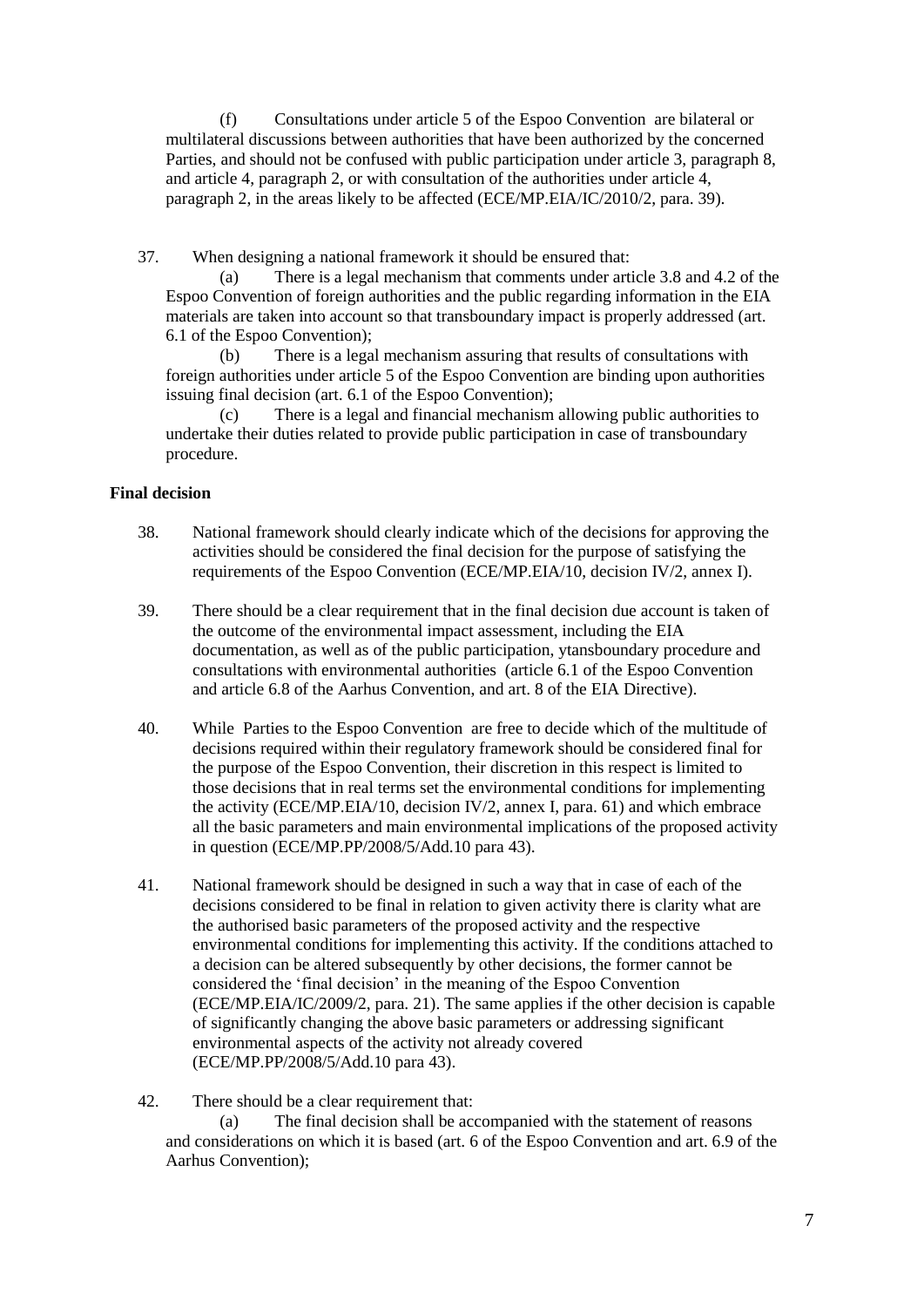(f) Consultations under article 5 of the Espoo Convention are bilateral or multilateral discussions between authorities that have been authorized by the concerned Parties, and should not be confused with public participation under article 3, paragraph 8, and article 4, paragraph 2, or with consultation of the authorities under article 4, paragraph 2, in the areas likely to be affected (ECE/MP.EIA/IC/2010/2, para. 39).

37. When designing a national framework it should be ensured that:

(a) There is a legal mechanism that comments under article 3.8 and 4.2 of the Espoo Convention of foreign authorities and the public regarding information in the EIA materials are taken into account so that transboundary impact is properly addressed (art. 6.1 of the Espoo Convention);

(b) There is a legal mechanism assuring that results of consultations with foreign authorities under article 5 of the Espoo Convention are binding upon authorities issuing final decision (art. 6.1 of the Espoo Convention);

(c) There is a legal and financial mechanism allowing public authorities to undertake their duties related to provide public participation in case of transboundary procedure.

**Final decision**

38. National framework should clearly indicate which of the decisions for approving the activities should be considered the final decision for the purpose of satisfying the requirements of the Espoo Convention (ECE/MP.EIA/10, decision IV/2, annex I).

39. There should be a clear requirement that in the final decision due account is taken of the outcome of the environmental impact assessment, including the EIA documentation, as well as of the public participation, ytansboundary procedure and consultations with environmental authorities (article 6.1 of the Espoo Convention and article 6.8 of the Aarhus Convention, and art. 8 of the EIA Directive).

40. While Parties to the Espoo Convention are free to decide which of the multitude of decisions required within their regulatory framework should be considered final for the purpose of the Espoo Convention, their discretion in this respect is limited to those decisions that in real terms set the environmental conditions for implementing the activity (ECE/MP.EIA/10, decision IV/2, annex I, para. 61) and which embrace all the basic parameters and main environmental implications of the proposed activity in question (ECE/MP.PP/2008/5/Add.10 para 43).

41. National framework should be designed in such a way that in case of each of the decisions considered to be final in relation to given activity there is clarity what are the authorised basic parameters of the proposed activity and the respective environmental conditions for implementing this activity. If the conditions attached to a decision can be altered subsequently by other decisions, the former cannot be considered the 'final decision' in the meaning of the Espoo Convention (ECE/MP.EIA/IC/2009/2, para. 21). The same applies if the other decision is capable of significantly changing the above basic parameters or addressing significant environmental aspects of the activity not already covered (ECE/MP.PP/2008/5/Add.10 para 43).

42. There should be a clear requirement that:

(a) The final decision shall be accompanied with the statement of reasons and considerations on which it is based (art. 6 of the Espoo Convention and art. 6.9 of the Aarhus Convention);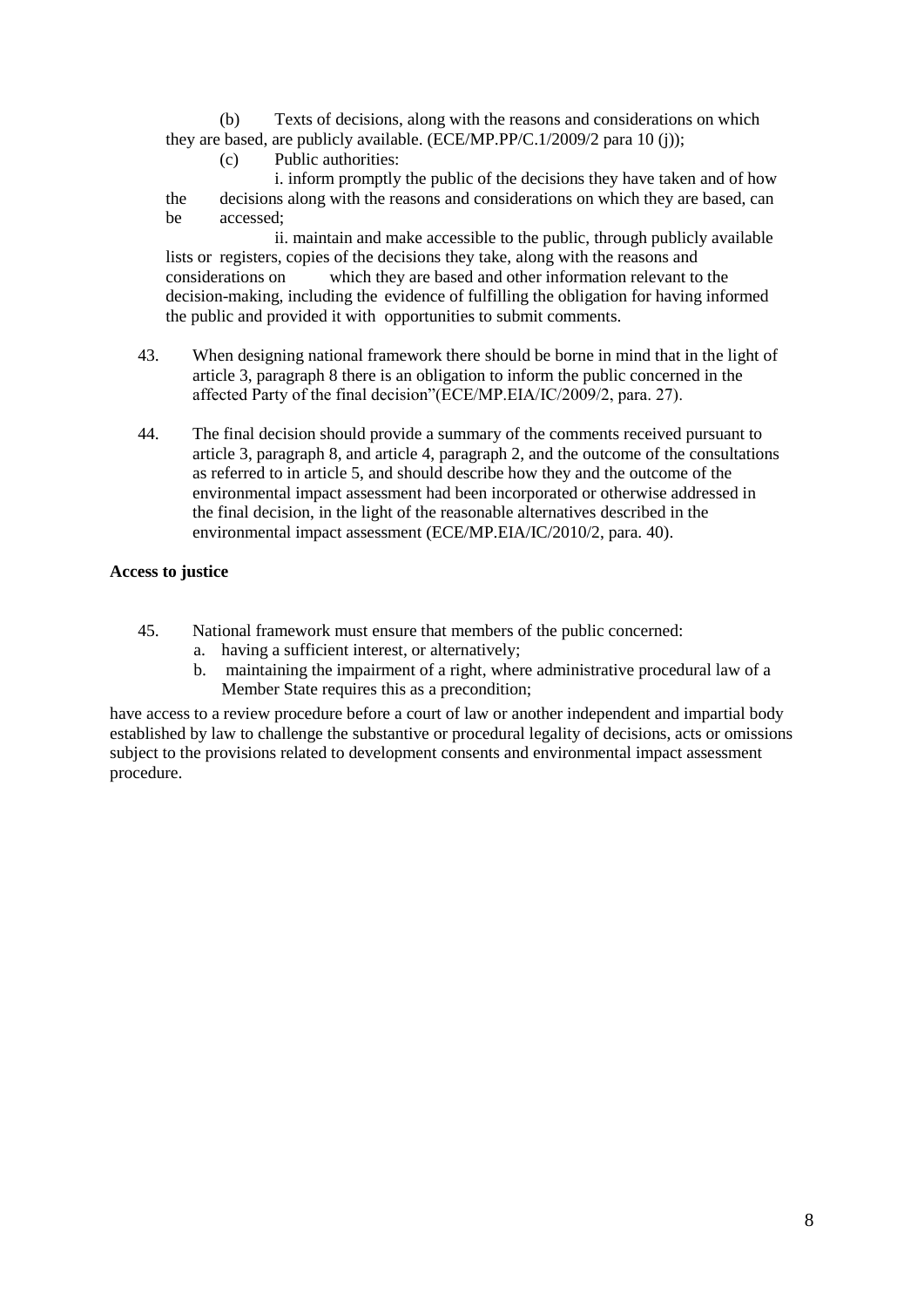(b) Texts of decisions, along with the reasons and considerations on which they are based, are publicly available. (ECE/MP.PP/C.1/2009/2 para 10 (j));

(c) Public authorities:

i. inform promptly the public of the decisions they have taken and of how the decisions along with the reasons and considerations on which they are based, can be accessed;

ii. maintain and make accessible to the public, through publicly available lists or registers, copies of the decisions they take, along with the reasons and considerations on which they are based and other information relevant to the decision-making, including the evidence of fulfilling the obligation for having informed the public and provided it with opportunities to submit comments.

43. When designing national framework there should be borne in mind that in the light of article 3, paragraph 8 there is an obligation to inform the public concerned in the affected Party of the final decision"(ECE/MP.EIA/IC/2009/2, para. 27).

44. The final decision should provide a summary of the comments received pursuant to article 3, paragraph 8, and article 4, paragraph 2, and the outcome of the consultations as referred to in article 5, and should describe how they and the outcome of the environmental impact assessment had been incorporated or otherwise addressed in the final decision, in the light of the reasonable alternatives described in the environmental impact assessment (ECE/MP.EIA/IC/2010/2, para. 40).

**Access to justice**

45. National framework must ensure that members of the public concerned:

a. having a sufficient interest, or alternatively;
b. maintaining the impairment of a right, where administrative procedural law of a Member State requires this as a precondition;

have access to a review procedure before a court of law or another independent and impartial body established by law to challenge the substantive or procedural legality of decisions, acts or omissions subject to the provisions related to development consents and environmental impact assessment procedure.